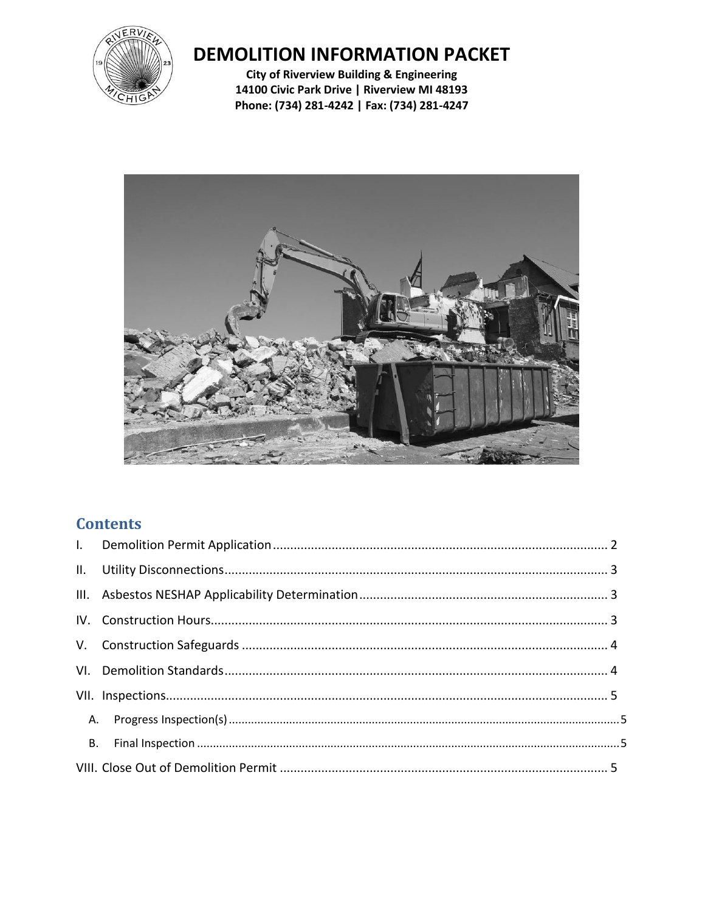# DEMOLITION INFORMATION PACKET

**City of Riverview Building & Engineering**
**14100 Civic Park Drive | Riverview MI 48193**
**Phone: (734) 281-4242 | Fax: (734) 281-4247**

## Contents

- I. Demolition Permit Application ........ 2
- II. Utility Disconnections ........ 3
- III. Asbestos NESHAP Applicability Determination ........ 3
- IV. Construction Hours ........ 3
- V. Construction Safeguards ........ 4
- VI. Demolition Standards ........ 4
- VII. Inspections ........ 5
  - A. Progress Inspection(s) ........ 5
  - B. Final Inspection ........ 5
- VIII. Close Out of Demolition Permit ........ 5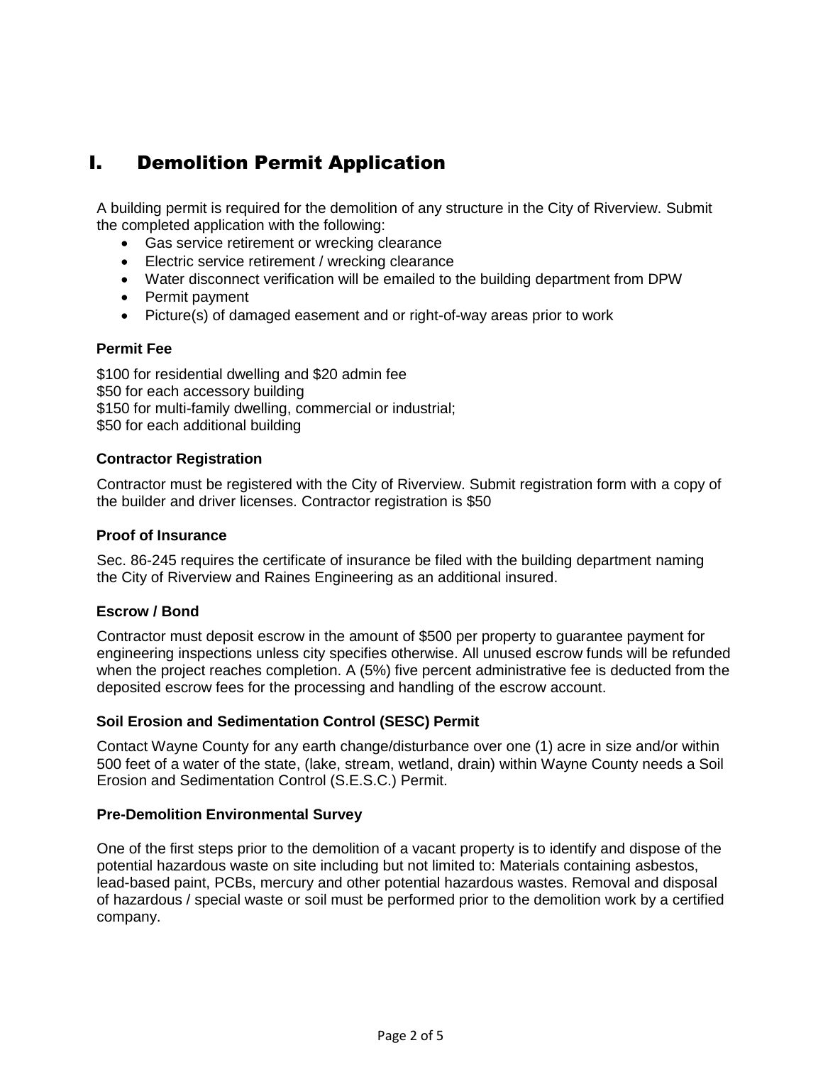# I. Demolition Permit Application

A building permit is required for the demolition of any structure in the City of Riverview. Submit the completed application with the following:

- Gas service retirement or wrecking clearance
- Electric service retirement / wrecking clearance
- Water disconnect verification will be emailed to the building department from DPW
- Permit payment
- Picture(s) of damaged easement and or right-of-way areas prior to work

### Permit Fee

$100 for residential dwelling and $20 admin fee
$50 for each accessory building
$150 for multi-family dwelling, commercial or industrial;
$50 for each additional building

### Contractor Registration

Contractor must be registered with the City of Riverview. Submit registration form with a copy of the builder and driver licenses. Contractor registration is $50

### Proof of Insurance

Sec. 86-245 requires the certificate of insurance be filed with the building department naming the City of Riverview and Raines Engineering as an additional insured.

### Escrow / Bond

Contractor must deposit escrow in the amount of $500 per property to guarantee payment for engineering inspections unless city specifies otherwise. All unused escrow funds will be refunded when the project reaches completion. A (5%) five percent administrative fee is deducted from the deposited escrow fees for the processing and handling of the escrow account.

### Soil Erosion and Sedimentation Control (SESC) Permit

Contact Wayne County for any earth change/disturbance over one (1) acre in size and/or within 500 feet of a water of the state, (lake, stream, wetland, drain) within Wayne County needs a Soil Erosion and Sedimentation Control (S.E.S.C.) Permit.

### Pre-Demolition Environmental Survey

One of the first steps prior to the demolition of a vacant property is to identify and dispose of the potential hazardous waste on site including but not limited to: Materials containing asbestos, lead-based paint, PCBs, mercury and other potential hazardous wastes. Removal and disposal of hazardous / special waste or soil must be performed prior to the demolition work by a certified company.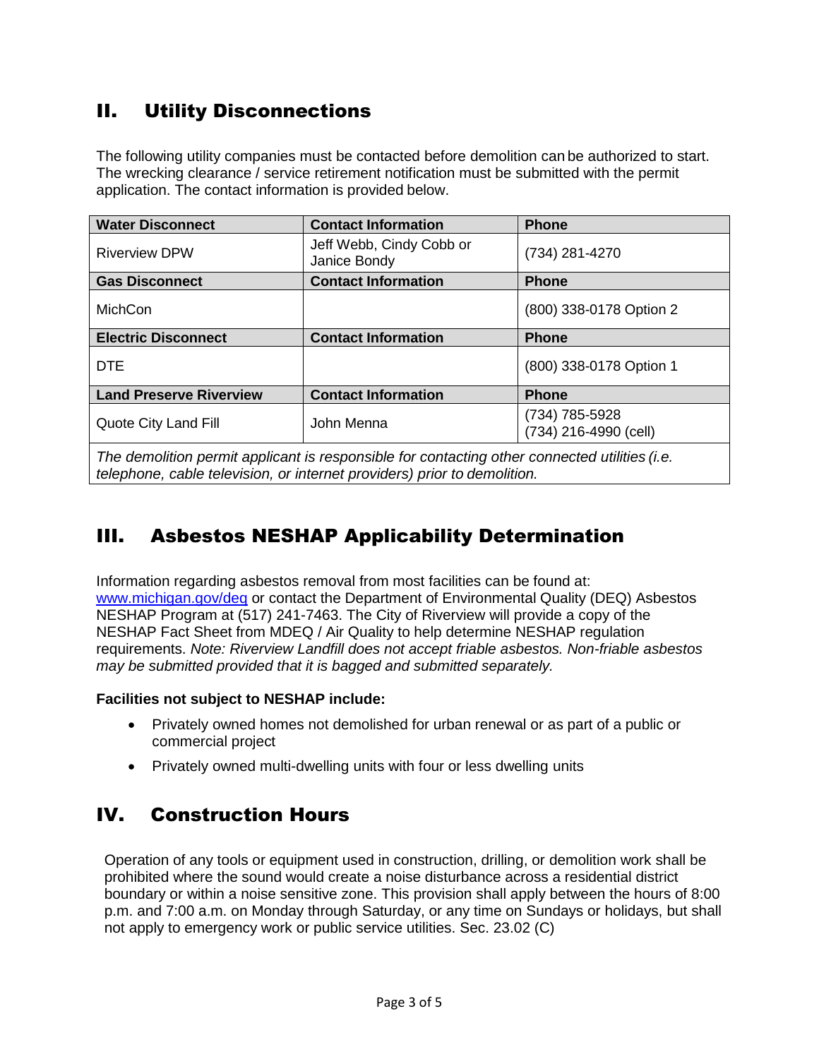## II. Utility Disconnections

The following utility companies must be contacted before demolition can be authorized to start. The wrecking clearance / service retirement notification must be submitted with the permit application. The contact information is provided below.

| **Water Disconnect** | **Contact Information** | **Phone** |
|---|---|---|
| Riverview DPW | Jeff Webb, Cindy Cobb or Janice Bondy | (734) 281-4270 |
| **Gas Disconnect** | **Contact Information** | **Phone** |
| MichCon | | (800) 338-0178 Option 2 |
| **Electric Disconnect** | **Contact Information** | **Phone** |
| DTE | | (800) 338-0178 Option 1 |
| **Land Preserve Riverview** | **Contact Information** | **Phone** |
| Quote City Land Fill | John Menna | (734) 785-5928<br>(734) 216-4990 (cell) |
| *The demolition permit applicant is responsible for contacting other connected utilities (i.e. telephone, cable television, or internet providers) prior to demolition.* | | |

## III. Asbestos NESHAP Applicability Determination

Information regarding asbestos removal from most facilities can be found at: [www.michigan.gov/deq](www.michigan.gov/deq) or contact the Department of Environmental Quality (DEQ) Asbestos NESHAP Program at (517) 241-7463. The City of Riverview will provide a copy of the NESHAP Fact Sheet from MDEQ / Air Quality to help determine NESHAP regulation requirements. *Note: Riverview Landfill does not accept friable asbestos. Non-friable asbestos may be submitted provided that it is bagged and submitted separately.*

**Facilities not subject to NESHAP include:**

- Privately owned homes not demolished for urban renewal or as part of a public or commercial project
- Privately owned multi-dwelling units with four or less dwelling units

## IV. Construction Hours

Operation of any tools or equipment used in construction, drilling, or demolition work shall be prohibited where the sound would create a noise disturbance across a residential district boundary or within a noise sensitive zone. This provision shall apply between the hours of 8:00 p.m. and 7:00 a.m. on Monday through Saturday, or any time on Sundays or holidays, but shall not apply to emergency work or public service utilities. Sec. 23.02 (C)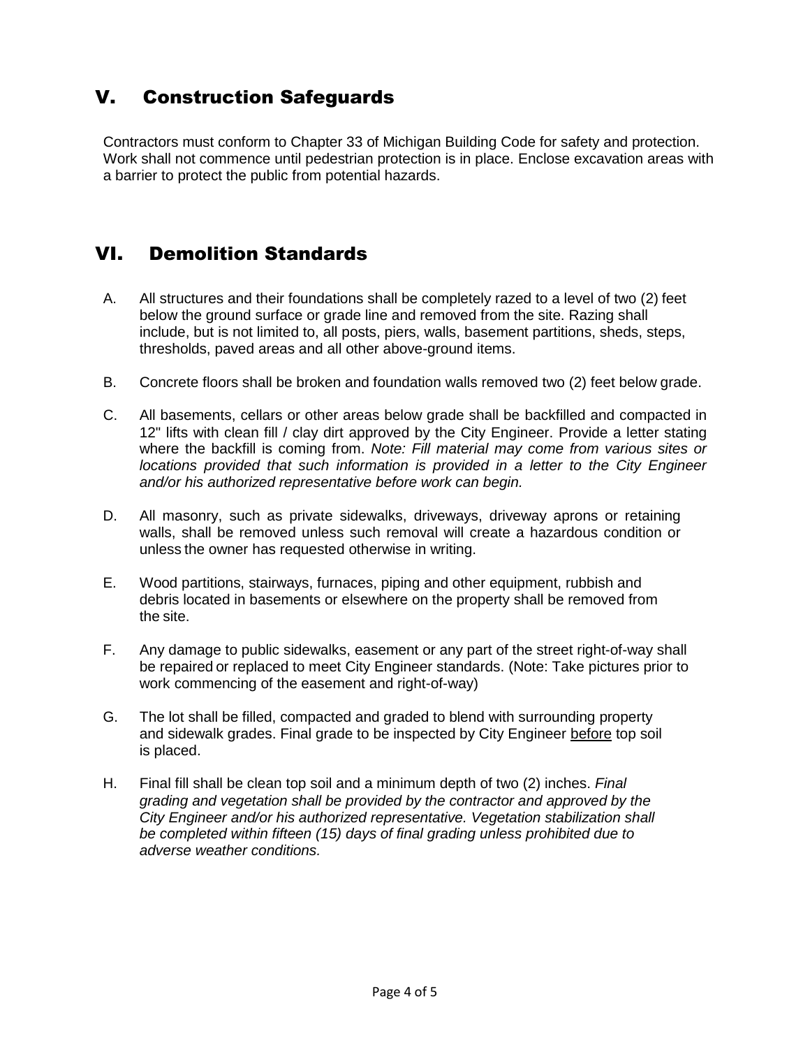## V. Construction Safeguards

Contractors must conform to Chapter 33 of Michigan Building Code for safety and protection. Work shall not commence until pedestrian protection is in place. Enclose excavation areas with a barrier to protect the public from potential hazards.

## VI. Demolition Standards

A. All structures and their foundations shall be completely razed to a level of two (2) feet below the ground surface or grade line and removed from the site. Razing shall include, but is not limited to, all posts, piers, walls, basement partitions, sheds, steps, thresholds, paved areas and all other above-ground items.

B. Concrete floors shall be broken and foundation walls removed two (2) feet below grade.

C. All basements, cellars or other areas below grade shall be backfilled and compacted in 12" lifts with clean fill / clay dirt approved by the City Engineer. Provide a letter stating where the backfill is coming from. *Note: Fill material may come from various sites or locations provided that such information is provided in a letter to the City Engineer and/or his authorized representative before work can begin.*

D. All masonry, such as private sidewalks, driveways, driveway aprons or retaining walls, shall be removed unless such removal will create a hazardous condition or unless the owner has requested otherwise in writing.

E. Wood partitions, stairways, furnaces, piping and other equipment, rubbish and debris located in basements or elsewhere on the property shall be removed from the site.

F. Any damage to public sidewalks, easement or any part of the street right-of-way shall be repaired or replaced to meet City Engineer standards. (Note: Take pictures prior to work commencing of the easement and right-of-way)

G. The lot shall be filled, compacted and graded to blend with surrounding property and sidewalk grades. Final grade to be inspected by City Engineer <u>before</u> top soil is placed.

H. Final fill shall be clean top soil and a minimum depth of two (2) inches. *Final grading and vegetation shall be provided by the contractor and approved by the City Engineer and/or his authorized representative. Vegetation stabilization shall be completed within fifteen (15) days of final grading unless prohibited due to adverse weather conditions.*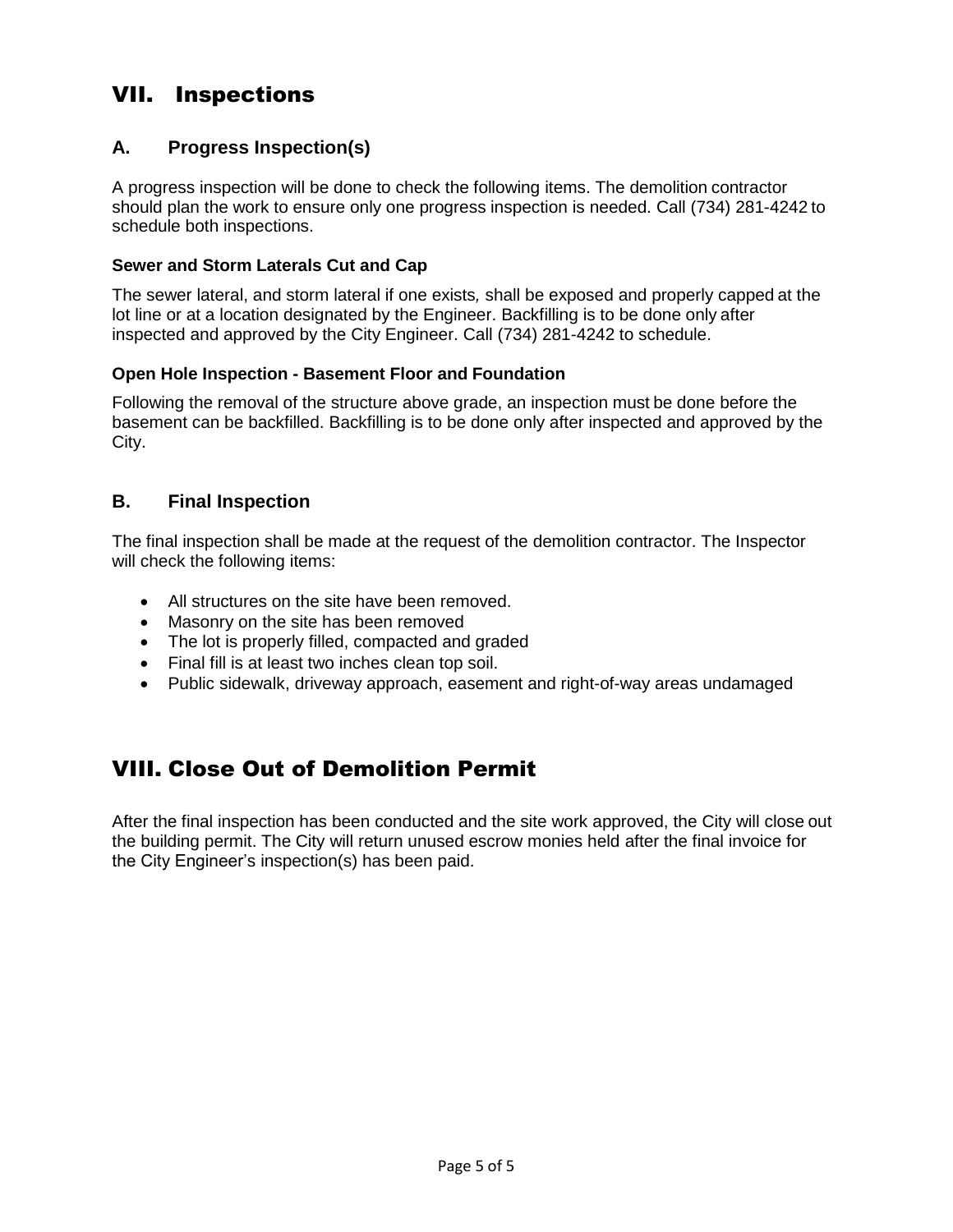# VII. Inspections

## A. Progress Inspection(s)

A progress inspection will be done to check the following items. The demolition contractor should plan the work to ensure only one progress inspection is needed. Call (734) 281-4242 to schedule both inspections.

### Sewer and Storm Laterals Cut and Cap

The sewer lateral, and storm lateral if one exists, shall be exposed and properly capped at the lot line or at a location designated by the Engineer. Backfilling is to be done only after inspected and approved by the City Engineer. Call (734) 281-4242 to schedule.

### Open Hole Inspection - Basement Floor and Foundation

Following the removal of the structure above grade, an inspection must be done before the basement can be backfilled. Backfilling is to be done only after inspected and approved by the City.

## B. Final Inspection

The final inspection shall be made at the request of the demolition contractor. The Inspector will check the following items:

- All structures on the site have been removed.
- Masonry on the site has been removed
- The lot is properly filled, compacted and graded
- Final fill is at least two inches clean top soil.
- Public sidewalk, driveway approach, easement and right-of-way areas undamaged

# VIII. Close Out of Demolition Permit

After the final inspection has been conducted and the site work approved, the City will close out the building permit. The City will return unused escrow monies held after the final invoice for the City Engineer's inspection(s) has been paid.